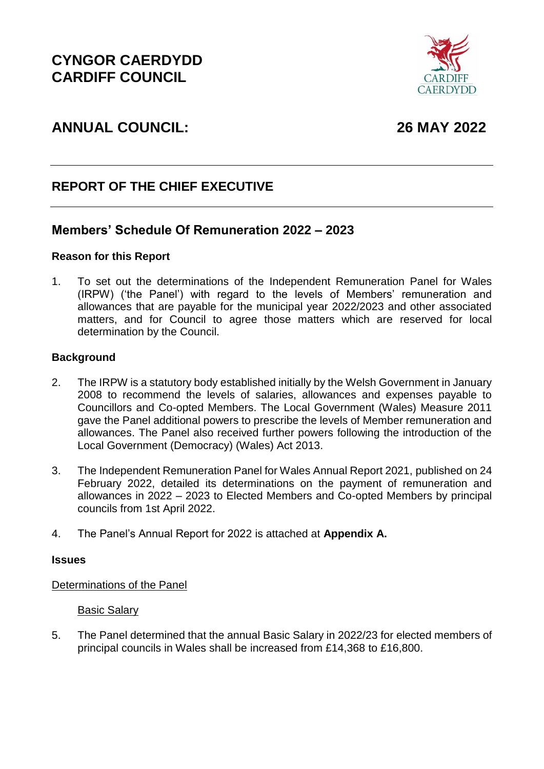# CYNGOR CAERDYDD
# CARDIFF COUNCIL

## ANNUAL COUNCIL: 26 MAY 2022

## REPORT OF THE CHIEF EXECUTIVE

## Members' Schedule Of Remuneration 2022 – 2023

### Reason for this Report

1. To set out the determinations of the Independent Remuneration Panel for Wales (IRPW) ('the Panel') with regard to the levels of Members' remuneration and allowances that are payable for the municipal year 2022/2023 and other associated matters, and for Council to agree those matters which are reserved for local determination by the Council.

### Background

2. The IRPW is a statutory body established initially by the Welsh Government in January 2008 to recommend the levels of salaries, allowances and expenses payable to Councillors and Co-opted Members. The Local Government (Wales) Measure 2011 gave the Panel additional powers to prescribe the levels of Member remuneration and allowances. The Panel also received further powers following the introduction of the Local Government (Democracy) (Wales) Act 2013.

3. The Independent Remuneration Panel for Wales Annual Report 2021, published on 24 February 2022, detailed its determinations on the payment of remuneration and allowances in 2022 – 2023 to Elected Members and Co-opted Members by principal councils from 1st April 2022.

4. The Panel's Annual Report for 2022 is attached at **Appendix A.**

### Issues

Determinations of the Panel

Basic Salary

5. The Panel determined that the annual Basic Salary in 2022/23 for elected members of principal councils in Wales shall be increased from £14,368 to £16,800.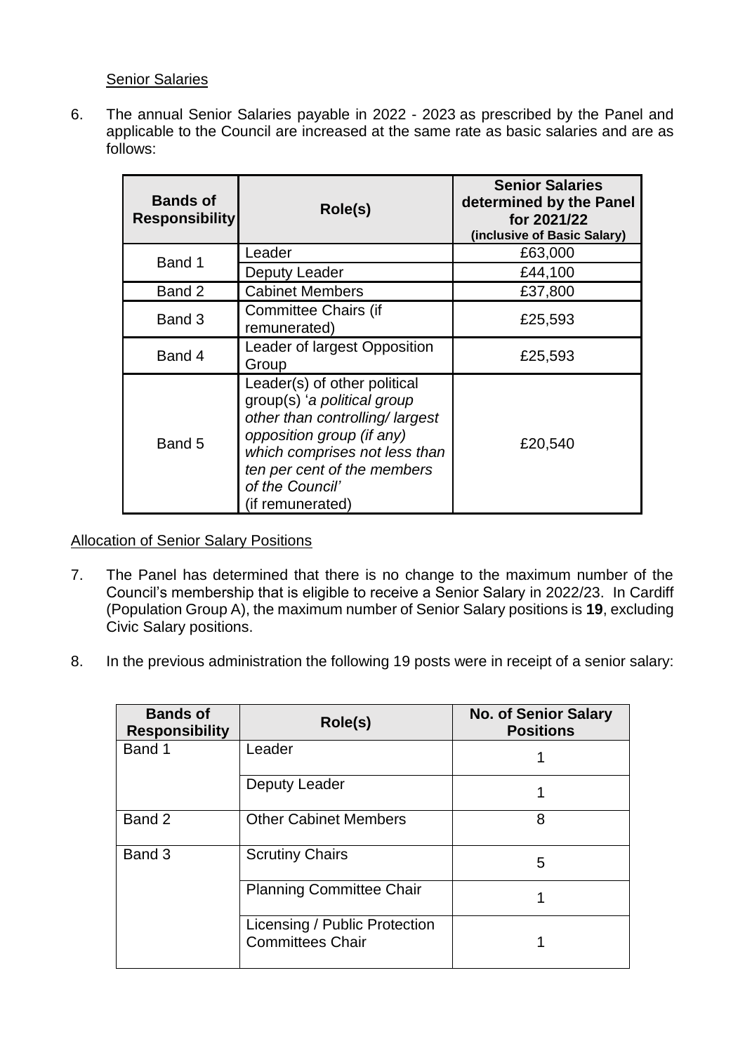Senior Salaries

6. The annual Senior Salaries payable in 2022 - 2023 as prescribed by the Panel and applicable to the Council are increased at the same rate as basic salaries and are as follows:

| Bands of Responsibility | Role(s) | Senior Salaries determined by the Panel for 2021/22 (inclusive of Basic Salary) |
|---|---|---|
| Band 1 | Leader | £63,000 |
| | Deputy Leader | £44,100 |
| Band 2 | Cabinet Members | £37,800 |
| Band 3 | Committee Chairs (if remunerated) | £25,593 |
| Band 4 | Leader of largest Opposition Group | £25,593 |
| Band 5 | Leader(s) of other political group(s) '*a political group other than controlling/ largest opposition group (if any) which comprises not less than ten per cent of the members of the Council*' (if remunerated) | £20,540 |

Allocation of Senior Salary Positions

7. The Panel has determined that there is no change to the maximum number of the Council's membership that is eligible to receive a Senior Salary in 2022/23. In Cardiff (Population Group A), the maximum number of Senior Salary positions is **19**, excluding Civic Salary positions.

8. In the previous administration the following 19 posts were in receipt of a senior salary:

| Bands of Responsibility | Role(s) | No. of Senior Salary Positions |
|---|---|---|
| Band 1 | Leader | 1 |
| | Deputy Leader | 1 |
| Band 2 | Other Cabinet Members | 8 |
| Band 3 | Scrutiny Chairs | 5 |
| | Planning Committee Chair | 1 |
| | Licensing / Public Protection Committees Chair | 1 |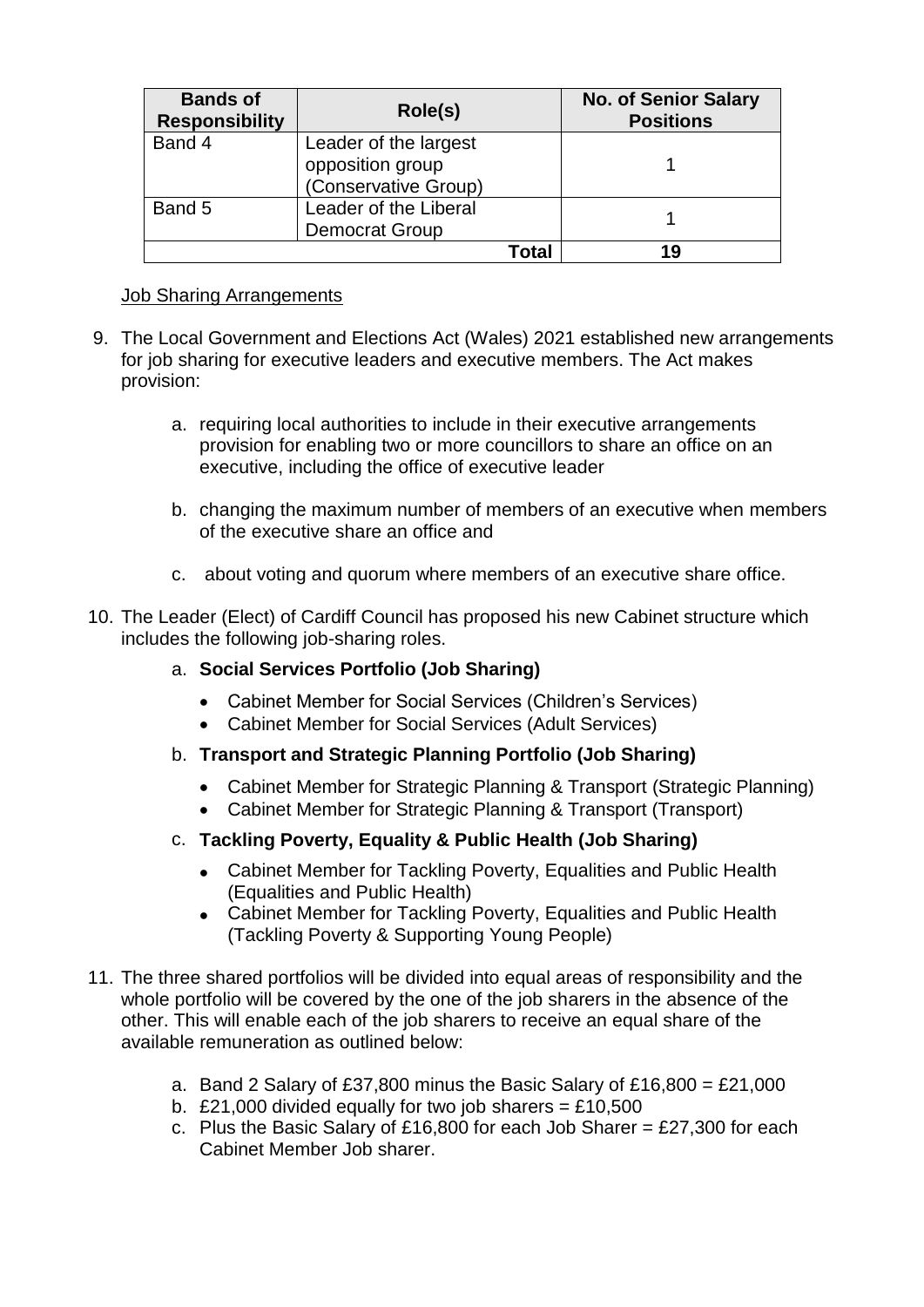| Bands of Responsibility | Role(s) | No. of Senior Salary Positions |
|---|---|---|
| Band 4 | Leader of the largest opposition group (Conservative Group) | 1 |
| Band 5 | Leader of the Liberal Democrat Group | 1 |
| | **Total** | **19** |

Job Sharing Arrangements

9. The Local Government and Elections Act (Wales) 2021 established new arrangements for job sharing for executive leaders and executive members. The Act makes provision:

    a. requiring local authorities to include in their executive arrangements provision for enabling two or more councillors to share an office on an executive, including the office of executive leader

    b. changing the maximum number of members of an executive when members of the executive share an office and

    c. about voting and quorum where members of an executive share office.

10. The Leader (Elect) of Cardiff Council has proposed his new Cabinet structure which includes the following job-sharing roles.

    a. **Social Services Portfolio (Job Sharing)**
        - Cabinet Member for Social Services (Children's Services)
        - Cabinet Member for Social Services (Adult Services)

    b. **Transport and Strategic Planning Portfolio (Job Sharing)**
        - Cabinet Member for Strategic Planning & Transport (Strategic Planning)
        - Cabinet Member for Strategic Planning & Transport (Transport)

    c. **Tackling Poverty, Equality & Public Health (Job Sharing)**
        - Cabinet Member for Tackling Poverty, Equalities and Public Health (Equalities and Public Health)
        - Cabinet Member for Tackling Poverty, Equalities and Public Health (Tackling Poverty & Supporting Young People)

11. The three shared portfolios will be divided into equal areas of responsibility and the whole portfolio will be covered by the one of the job sharers in the absence of the other. This will enable each of the job sharers to receive an equal share of the available remuneration as outlined below:

    a. Band 2 Salary of £37,800 minus the Basic Salary of £16,800 = £21,000
    b. £21,000 divided equally for two job sharers = £10,500
    c. Plus the Basic Salary of £16,800 for each Job Sharer = £27,300 for each Cabinet Member Job sharer.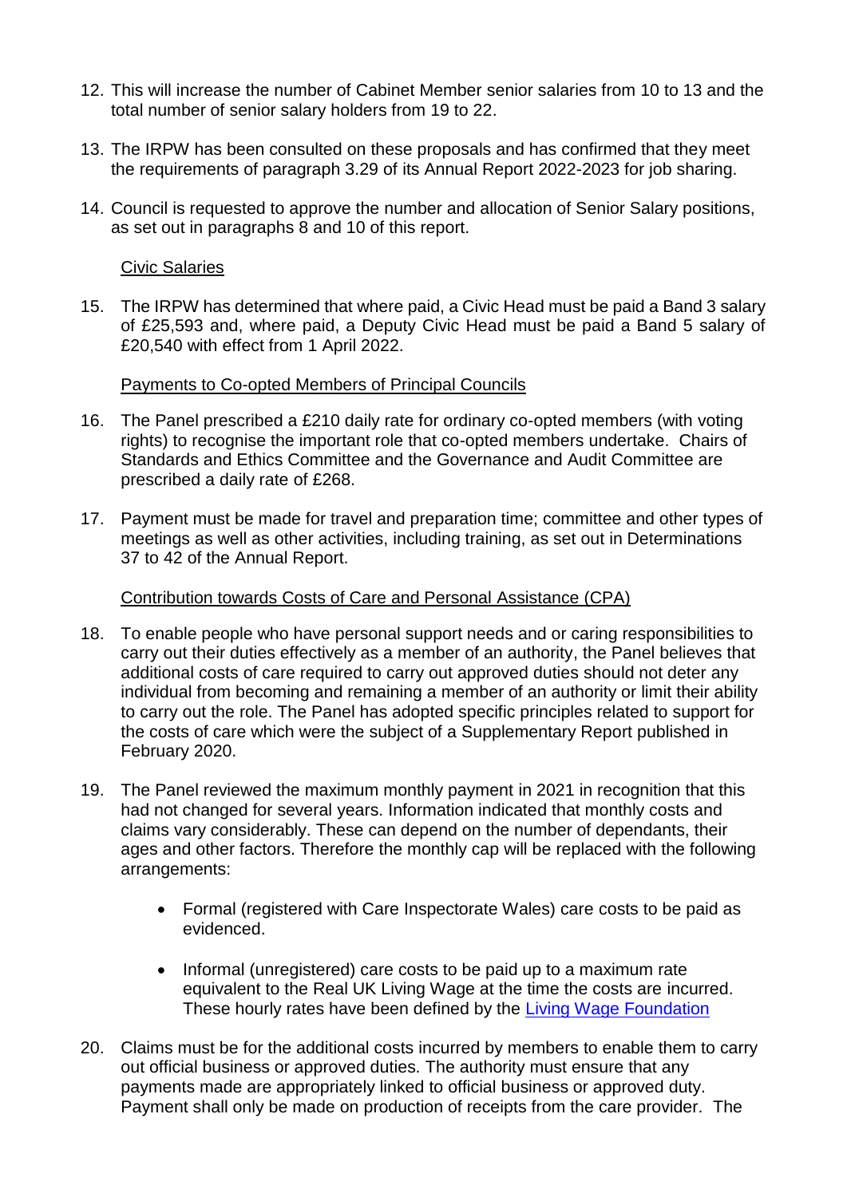12. This will increase the number of Cabinet Member senior salaries from 10 to 13 and the total number of senior salary holders from 19 to 22.

13. The IRPW has been consulted on these proposals and has confirmed that they meet the requirements of paragraph 3.29 of its Annual Report 2022-2023 for job sharing.

14. Council is requested to approve the number and allocation of Senior Salary positions, as set out in paragraphs 8 and 10 of this report.

Civic Salaries

15. The IRPW has determined that where paid, a Civic Head must be paid a Band 3 salary of £25,593 and, where paid, a Deputy Civic Head must be paid a Band 5 salary of £20,540 with effect from 1 April 2022.

Payments to Co-opted Members of Principal Councils

16. The Panel prescribed a £210 daily rate for ordinary co-opted members (with voting rights) to recognise the important role that co-opted members undertake. Chairs of Standards and Ethics Committee and the Governance and Audit Committee are prescribed a daily rate of £268.

17. Payment must be made for travel and preparation time; committee and other types of meetings as well as other activities, including training, as set out in Determinations 37 to 42 of the Annual Report.

Contribution towards Costs of Care and Personal Assistance (CPA)

18. To enable people who have personal support needs and or caring responsibilities to carry out their duties effectively as a member of an authority, the Panel believes that additional costs of care required to carry out approved duties should not deter any individual from becoming and remaining a member of an authority or limit their ability to carry out the role. The Panel has adopted specific principles related to support for the costs of care which were the subject of a Supplementary Report published in February 2020.

19. The Panel reviewed the maximum monthly payment in 2021 in recognition that this had not changed for several years. Information indicated that monthly costs and claims vary considerably. These can depend on the number of dependants, their ages and other factors. Therefore the monthly cap will be replaced with the following arrangements:

    - Formal (registered with Care Inspectorate Wales) care costs to be paid as evidenced.

    - Informal (unregistered) care costs to be paid up to a maximum rate equivalent to the Real UK Living Wage at the time the costs are incurred. These hourly rates have been defined by the Living Wage Foundation

20. Claims must be for the additional costs incurred by members to enable them to carry out official business or approved duties. The authority must ensure that any payments made are appropriately linked to official business or approved duty. Payment shall only be made on production of receipts from the care provider. The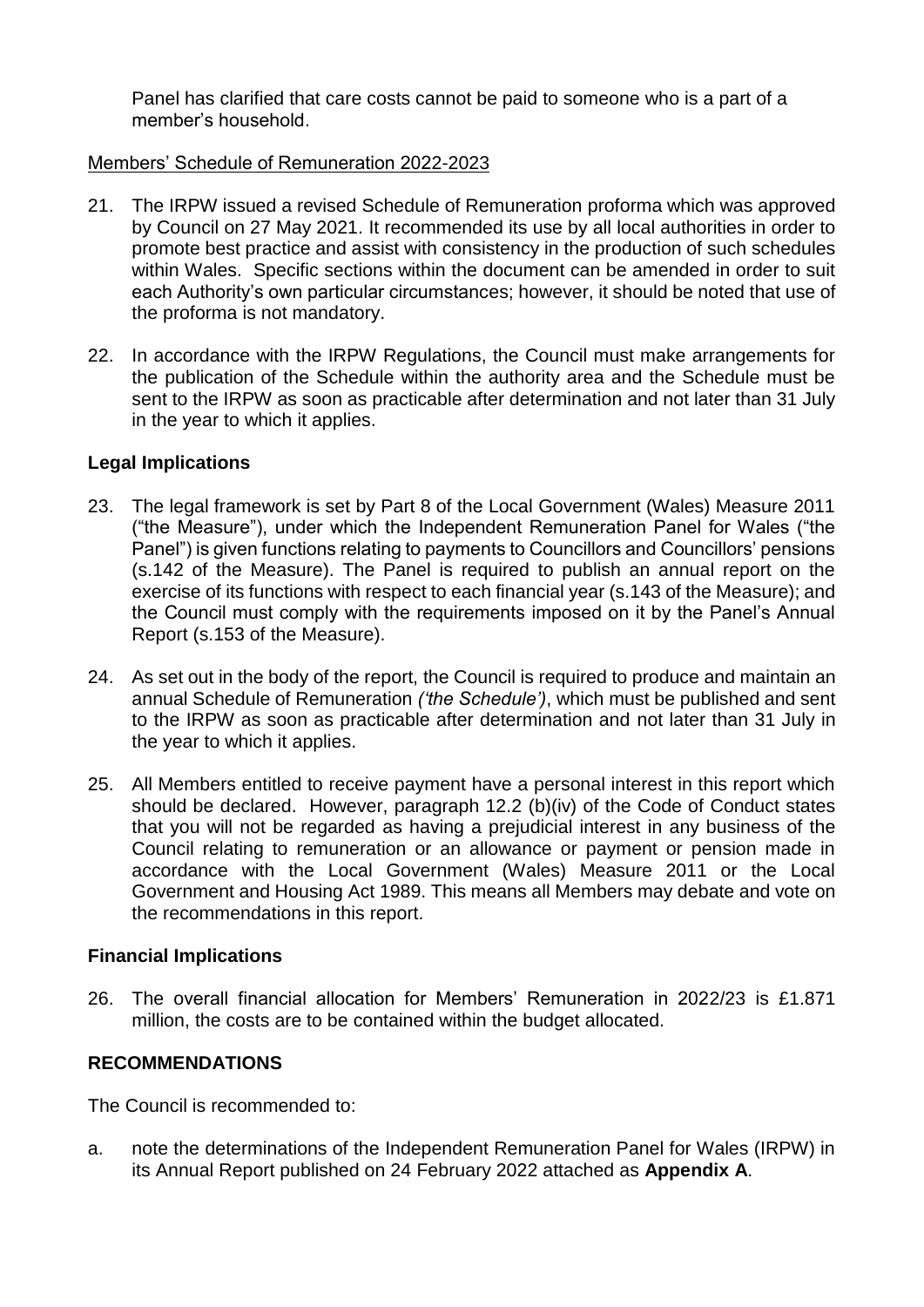Panel has clarified that care costs cannot be paid to someone who is a part of a member's household.

Members' Schedule of Remuneration 2022-2023

21. The IRPW issued a revised Schedule of Remuneration proforma which was approved by Council on 27 May 2021. It recommended its use by all local authorities in order to promote best practice and assist with consistency in the production of such schedules within Wales. Specific sections within the document can be amended in order to suit each Authority's own particular circumstances; however, it should be noted that use of the proforma is not mandatory.

22. In accordance with the IRPW Regulations, the Council must make arrangements for the publication of the Schedule within the authority area and the Schedule must be sent to the IRPW as soon as practicable after determination and not later than 31 July in the year to which it applies.

**Legal Implications**

23. The legal framework is set by Part 8 of the Local Government (Wales) Measure 2011 ("the Measure"), under which the Independent Remuneration Panel for Wales ("the Panel") is given functions relating to payments to Councillors and Councillors' pensions (s.142 of the Measure). The Panel is required to publish an annual report on the exercise of its functions with respect to each financial year (s.143 of the Measure); and the Council must comply with the requirements imposed on it by the Panel's Annual Report (s.153 of the Measure).

24. As set out in the body of the report, the Council is required to produce and maintain an annual Schedule of Remuneration *('the Schedule')*, which must be published and sent to the IRPW as soon as practicable after determination and not later than 31 July in the year to which it applies.

25. All Members entitled to receive payment have a personal interest in this report which should be declared. However, paragraph 12.2 (b)(iv) of the Code of Conduct states that you will not be regarded as having a prejudicial interest in any business of the Council relating to remuneration or an allowance or payment or pension made in accordance with the Local Government (Wales) Measure 2011 or the Local Government and Housing Act 1989. This means all Members may debate and vote on the recommendations in this report.

**Financial Implications**

26. The overall financial allocation for Members' Remuneration in 2022/23 is £1.871 million, the costs are to be contained within the budget allocated.

**RECOMMENDATIONS**

The Council is recommended to:

a. note the determinations of the Independent Remuneration Panel for Wales (IRPW) in its Annual Report published on 24 February 2022 attached as **Appendix A**.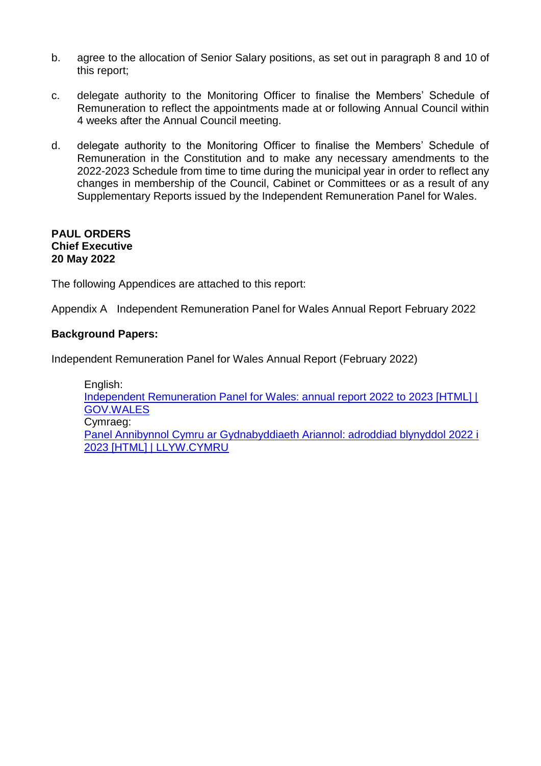b. agree to the allocation of Senior Salary positions, as set out in paragraph 8 and 10 of this report;

c. delegate authority to the Monitoring Officer to finalise the Members' Schedule of Remuneration to reflect the appointments made at or following Annual Council within 4 weeks after the Annual Council meeting.

d. delegate authority to the Monitoring Officer to finalise the Members' Schedule of Remuneration in the Constitution and to make any necessary amendments to the 2022-2023 Schedule from time to time during the municipal year in order to reflect any changes in membership of the Council, Cabinet or Committees or as a result of any Supplementary Reports issued by the Independent Remuneration Panel for Wales.

**PAUL ORDERS**
**Chief Executive**
**20 May 2022**

The following Appendices are attached to this report:

Appendix A Independent Remuneration Panel for Wales Annual Report February 2022

**Background Papers:**

Independent Remuneration Panel for Wales Annual Report (February 2022)

English:
[Independent Remuneration Panel for Wales: annual report 2022 to 2023 [HTML] | GOV.WALES]
Cymraeg:
[Panel Annibynnol Cymru ar Gydnabyddiaeth Ariannol: adroddiad blynyddol 2022 i 2023 [HTML] | LLYW.CYMRU]